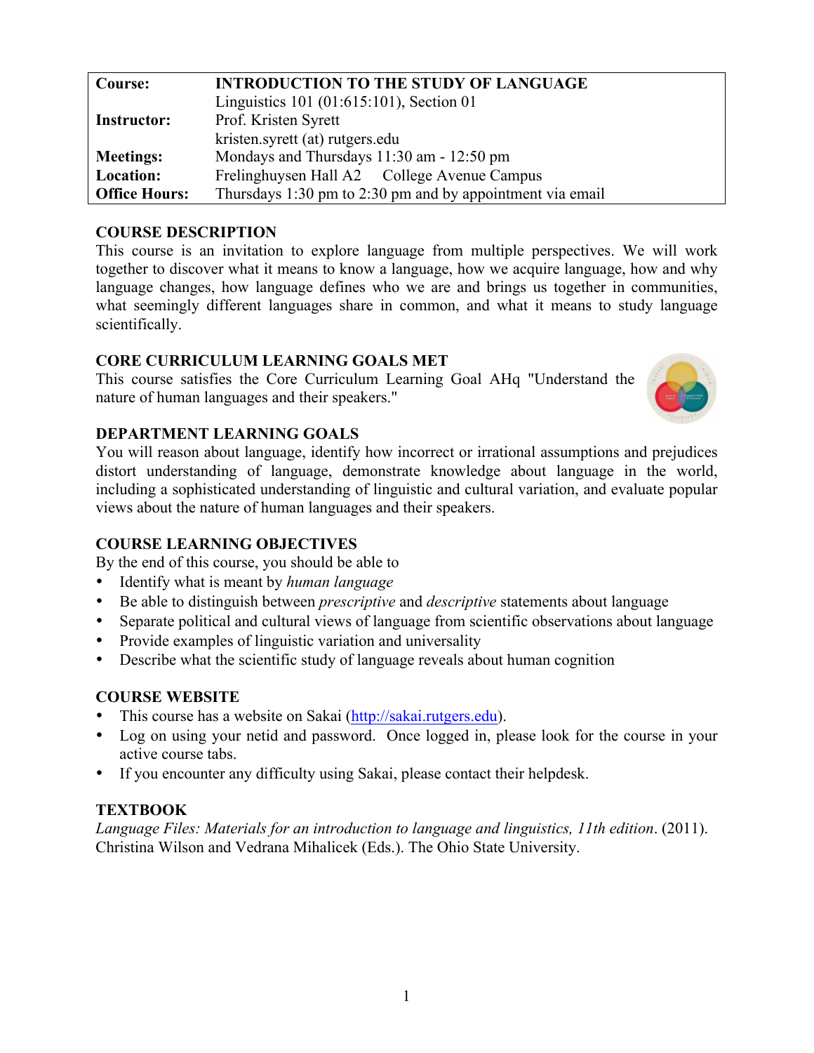| Course: | **INTRODUCTION TO THE STUDY OF LANGUAGE** |
| --- | --- |
| | Linguistics 101 (01:615:101), Section 01 |
| **Instructor:** | Prof. Kristen Syrett |
| | kristen.syrett (at) rutgers.edu |
| **Meetings:** | Mondays and Thursdays 11:30 am - 12:50 pm |
| **Location:** | Frelinghuysen Hall A2 College Avenue Campus |
| **Office Hours:** | Thursdays 1:30 pm to 2:30 pm and by appointment via email |

## COURSE DESCRIPTION

This course is an invitation to explore language from multiple perspectives. We will work together to discover what it means to know a language, how we acquire language, how and why language changes, how language defines who we are and brings us together in communities, what seemingly different languages share in common, and what it means to study language scientifically.

## CORE CURRICULUM LEARNING GOALS MET

This course satisfies the Core Curriculum Learning Goal AHq "Understand the nature of human languages and their speakers."

## DEPARTMENT LEARNING GOALS

You will reason about language, identify how incorrect or irrational assumptions and prejudices distort understanding of language, demonstrate knowledge about language in the world, including a sophisticated understanding of linguistic and cultural variation, and evaluate popular views about the nature of human languages and their speakers.

## COURSE LEARNING OBJECTIVES

By the end of this course, you should be able to

- Identify what is meant by *human language*
- Be able to distinguish between *prescriptive* and *descriptive* statements about language
- Separate political and cultural views of language from scientific observations about language
- Provide examples of linguistic variation and universality
- Describe what the scientific study of language reveals about human cognition

## COURSE WEBSITE

- This course has a website on Sakai (http://sakai.rutgers.edu).
- Log on using your netid and password. Once logged in, please look for the course in your active course tabs.
- If you encounter any difficulty using Sakai, please contact their helpdesk.

## TEXTBOOK

*Language Files: Materials for an introduction to language and linguistics, 11th edition*. (2011). Christina Wilson and Vedrana Mihalicek (Eds.). The Ohio State University.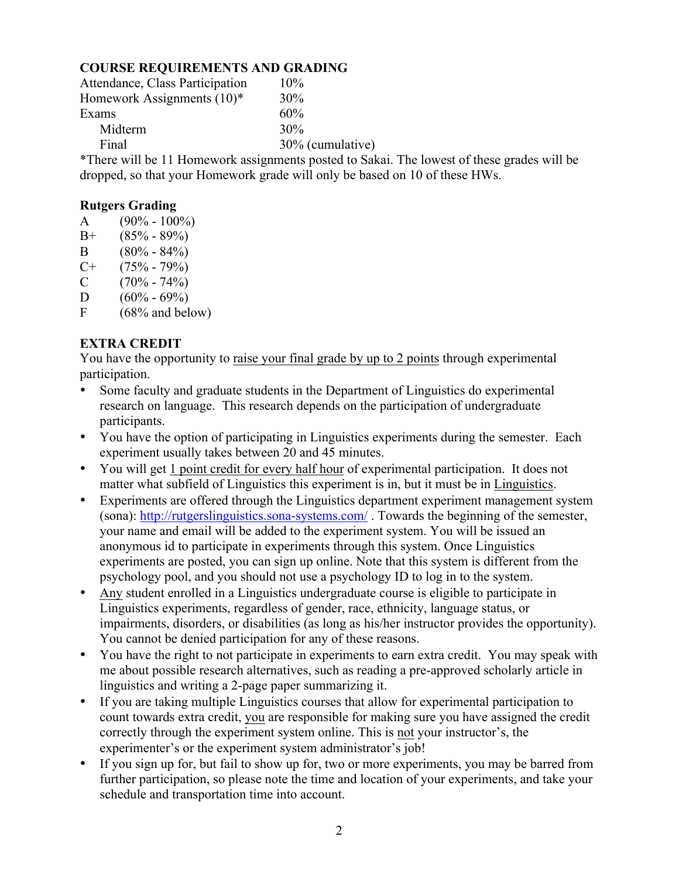## COURSE REQUIREMENTS AND GRADING

| | |
|---|---|
| Attendance, Class Participation | 10% |
| Homework Assignments (10)* | 30% |
| Exams | 60% |
| Midterm | 30% |
| Final | 30% (cumulative) |

*There will be 11 Homework assignments posted to Sakai. The lowest of these grades will be dropped, so that your Homework grade will only be based on 10 of these HWs.

### Rutgers Grading

| | |
|---|---|
| A | (90% - 100%) |
| B+ | (85% - 89%) |
| B | (80% - 84%) |
| C+ | (75% - 79%) |
| C | (70% - 74%) |
| D | (60% - 69%) |
| F | (68% and below) |

## EXTRA CREDIT

You have the opportunity to <u>raise your final grade by up to 2 points</u> through experimental participation.

- Some faculty and graduate students in the Department of Linguistics do experimental research on language. This research depends on the participation of undergraduate participants.
- You have the option of participating in Linguistics experiments during the semester. Each experiment usually takes between 20 and 45 minutes.
- You will get <u>1 point credit for every half hour</u> of experimental participation. It does not matter what subfield of Linguistics this experiment is in, but it must be in <u>Linguistics</u>.
- Experiments are offered through the Linguistics department experiment management system (sona): http://rutgerslinguistics.sona-systems.com/ . Towards the beginning of the semester, your name and email will be added to the experiment system. You will be issued an anonymous id to participate in experiments through this system. Once Linguistics experiments are posted, you can sign up online. Note that this system is different from the psychology pool, and you should not use a psychology ID to log in to the system.
- <u>Any</u> student enrolled in a Linguistics undergraduate course is eligible to participate in Linguistics experiments, regardless of gender, race, ethnicity, language status, or impairments, disorders, or disabilities (as long as his/her instructor provides the opportunity). You cannot be denied participation for any of these reasons.
- You have the right to not participate in experiments to earn extra credit. You may speak with me about possible research alternatives, such as reading a pre-approved scholarly article in linguistics and writing a 2-page paper summarizing it.
- If you are taking multiple Linguistics courses that allow for experimental participation to count towards extra credit, <u>you</u> are responsible for making sure you have assigned the credit correctly through the experiment system online. This is <u>not</u> your instructor's, the experimenter's or the experiment system administrator's job!
- If you sign up for, but fail to show up for, two or more experiments, you may be barred from further participation, so please note the time and location of your experiments, and take your schedule and transportation time into account.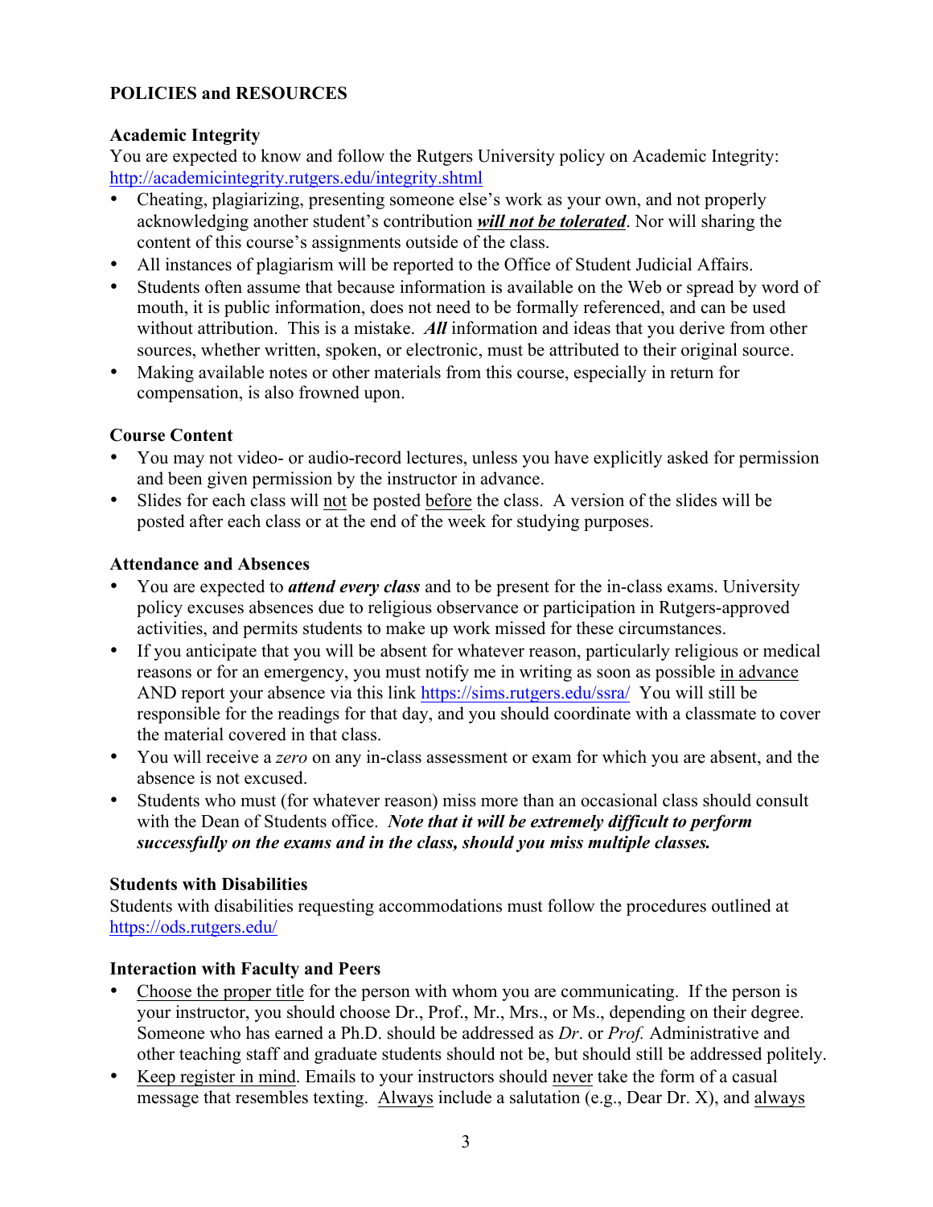**POLICIES and RESOURCES**

**Academic Integrity**

You are expected to know and follow the Rutgers University policy on Academic Integrity: http://academicintegrity.rutgers.edu/integrity.shtml

- Cheating, plagiarizing, presenting someone else's work as your own, and not properly acknowledging another student's contribution ***will not be tolerated***. Nor will sharing the content of this course's assignments outside of the class.
- All instances of plagiarism will be reported to the Office of Student Judicial Affairs.
- Students often assume that because information is available on the Web or spread by word of mouth, it is public information, does not need to be formally referenced, and can be used without attribution. This is a mistake. ***All*** information and ideas that you derive from other sources, whether written, spoken, or electronic, must be attributed to their original source.
- Making available notes or other materials from this course, especially in return for compensation, is also frowned upon.

**Course Content**

- You may not video- or audio-record lectures, unless you have explicitly asked for permission and been given permission by the instructor in advance.
- Slides for each class will not be posted before the class. A version of the slides will be posted after each class or at the end of the week for studying purposes.

**Attendance and Absences**

- You are expected to ***attend every class*** and to be present for the in-class exams. University policy excuses absences due to religious observance or participation in Rutgers-approved activities, and permits students to make up work missed for these circumstances.
- If you anticipate that you will be absent for whatever reason, particularly religious or medical reasons or for an emergency, you must notify me in writing as soon as possible in advance AND report your absence via this link https://sims.rutgers.edu/ssra/ You will still be responsible for the readings for that day, and you should coordinate with a classmate to cover the material covered in that class.
- You will receive a *zero* on any in-class assessment or exam for which you are absent, and the absence is not excused.
- Students who must (for whatever reason) miss more than an occasional class should consult with the Dean of Students office. ***Note that it will be extremely difficult to perform successfully on the exams and in the class, should you miss multiple classes.***

**Students with Disabilities**

Students with disabilities requesting accommodations must follow the procedures outlined at https://ods.rutgers.edu/

**Interaction with Faculty and Peers**

- Choose the proper title for the person with whom you are communicating. If the person is your instructor, you should choose Dr., Prof., Mr., Mrs., or Ms., depending on their degree. Someone who has earned a Ph.D. should be addressed as *Dr*. or *Prof.* Administrative and other teaching staff and graduate students should not be, but should still be addressed politely.
- Keep register in mind. Emails to your instructors should never take the form of a casual message that resembles texting. Always include a salutation (e.g., Dear Dr. X), and always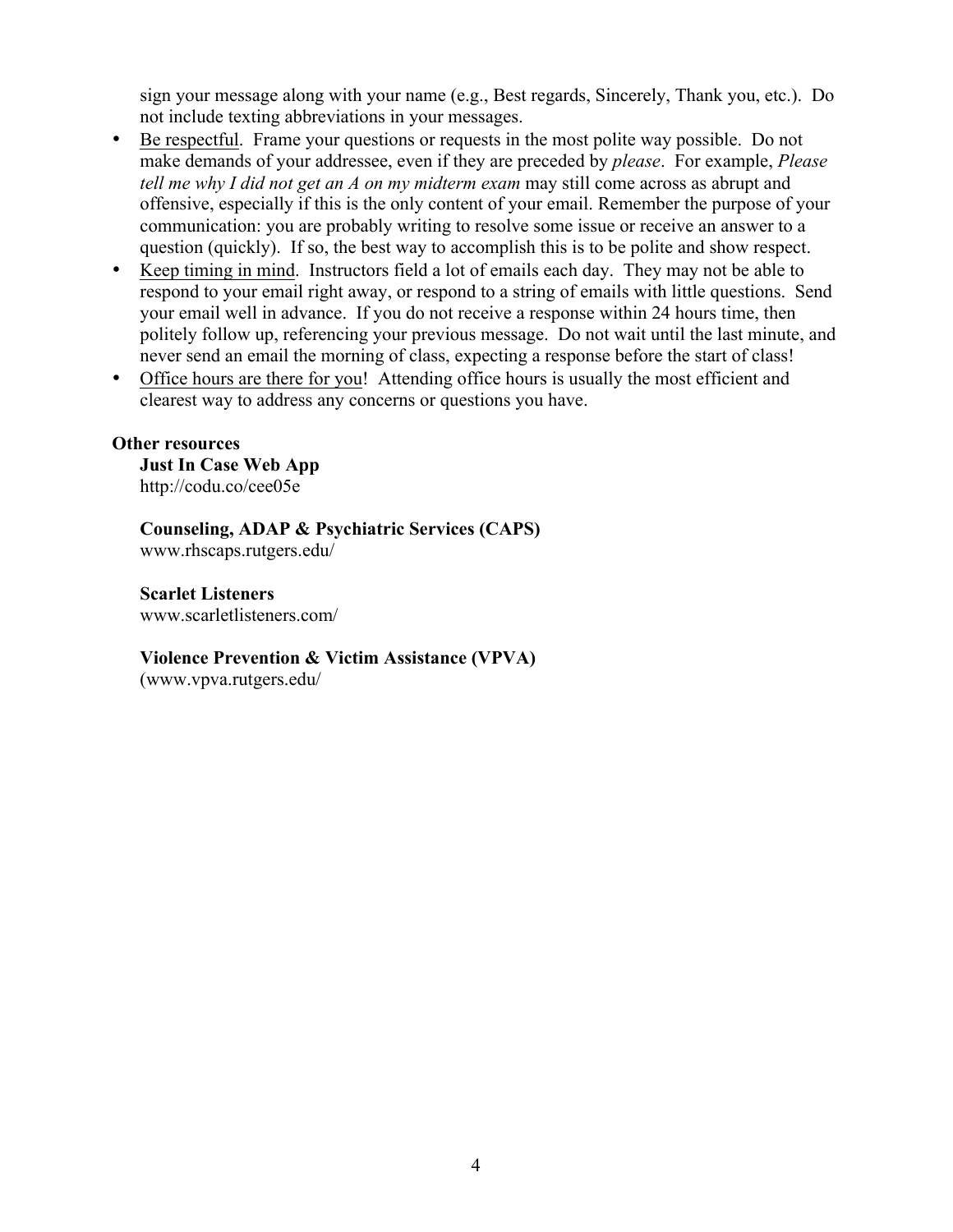sign your message along with your name (e.g., Best regards, Sincerely, Thank you, etc.). Do not include texting abbreviations in your messages.

- <u>Be respectful</u>. Frame your questions or requests in the most polite way possible. Do not make demands of your addressee, even if they are preceded by *please*. For example, *Please tell me why I did not get an A on my midterm exam* may still come across as abrupt and offensive, especially if this is the only content of your email. Remember the purpose of your communication: you are probably writing to resolve some issue or receive an answer to a question (quickly). If so, the best way to accomplish this is to be polite and show respect.
- <u>Keep timing in mind</u>. Instructors field a lot of emails each day. They may not be able to respond to your email right away, or respond to a string of emails with little questions. Send your email well in advance. If you do not receive a response within 24 hours time, then politely follow up, referencing your previous message. Do not wait until the last minute, and never send an email the morning of class, expecting a response before the start of class!
- <u>Office hours are there for you</u>! Attending office hours is usually the most efficient and clearest way to address any concerns or questions you have.

**Other resources**

**Just In Case Web App**
http://codu.co/cee05e

**Counseling, ADAP & Psychiatric Services (CAPS)**
www.rhscaps.rutgers.edu/

**Scarlet Listeners**
www.scarletlisteners.com/

**Violence Prevention & Victim Assistance (VPVA)**
(www.vpva.rutgers.edu/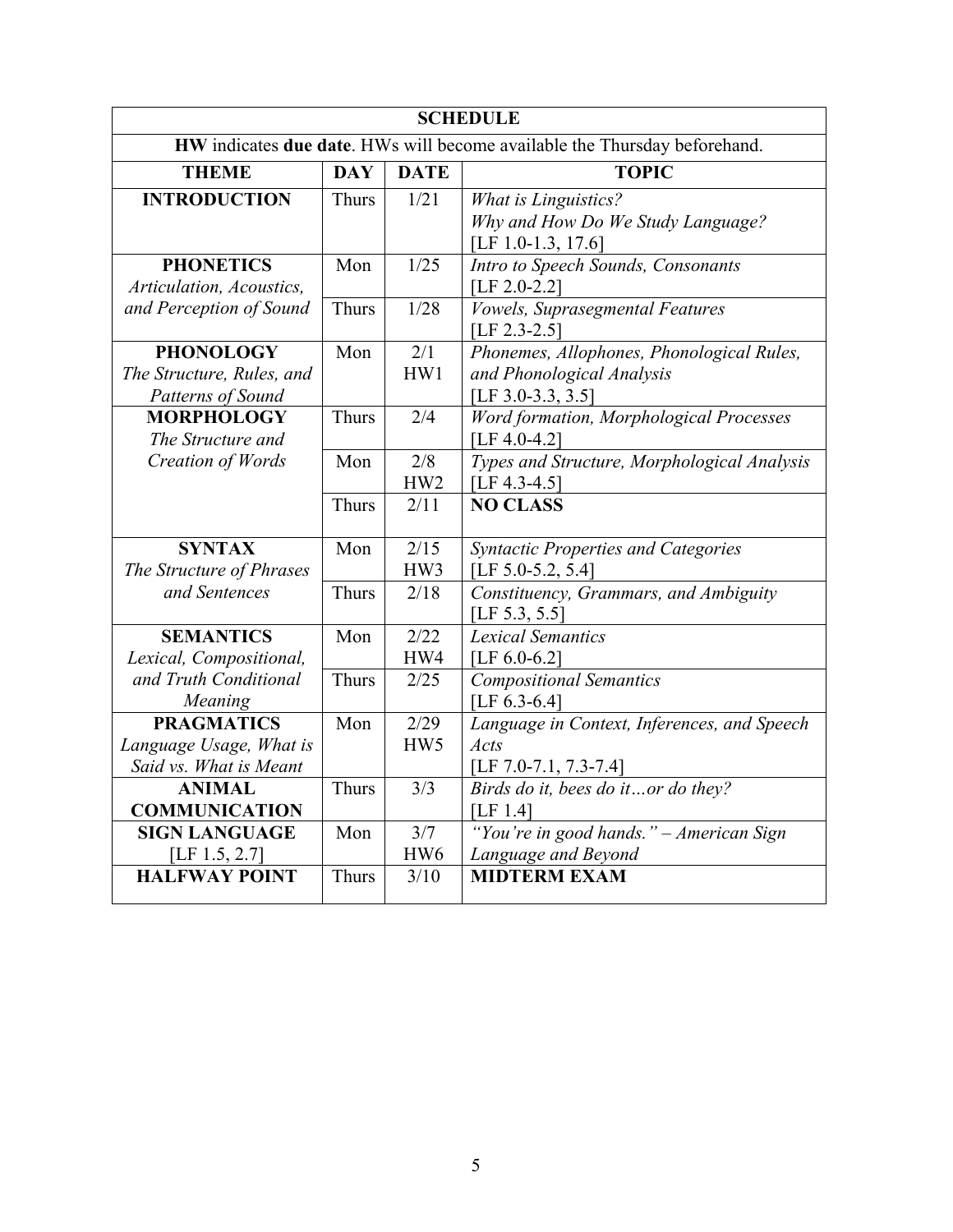| SCHEDULE | | | |
|---|---|---|---|
| **HW** indicates **due date**. HWs will become available the Thursday beforehand. | | | |
| **THEME** | **DAY** | **DATE** | **TOPIC** |
| **INTRODUCTION** | Thurs | 1/21 | *What is Linguistics?* *Why and How Do We Study Language?* [LF 1.0-1.3, 17.6] |
| **PHONETICS** *Articulation, Acoustics, and Perception of Sound* | Mon | 1/25 | *Intro to Speech Sounds, Consonants* [LF 2.0-2.2] |
| | Thurs | 1/28 | *Vowels, Suprasegmental Features* [LF 2.3-2.5] |
| **PHONOLOGY** *The Structure, Rules, and Patterns of Sound* | Mon | 2/1 HW1 | *Phonemes, Allophones, Phonological Rules, and Phonological Analysis* [LF 3.0-3.3, 3.5] |
| **MORPHOLOGY** *The Structure and Creation of Words* | Thurs | 2/4 | *Word formation, Morphological Processes* [LF 4.0-4.2] |
| | Mon | 2/8 HW2 | *Types and Structure, Morphological Analysis* [LF 4.3-4.5] |
| | Thurs | 2/11 | **NO CLASS** |
| **SYNTAX** *The Structure of Phrases and Sentences* | Mon | 2/15 HW3 | *Syntactic Properties and Categories* [LF 5.0-5.2, 5.4] |
| | Thurs | 2/18 | *Constituency, Grammars, and Ambiguity* [LF 5.3, 5.5] |
| **SEMANTICS** *Lexical, Compositional, and Truth Conditional Meaning* | Mon | 2/22 HW4 | *Lexical Semantics* [LF 6.0-6.2] |
| | Thurs | 2/25 | *Compositional Semantics* [LF 6.3-6.4] |
| **PRAGMATICS** *Language Usage, What is Said vs. What is Meant* | Mon | 2/29 HW5 | *Language in Context, Inferences, and Speech Acts* [LF 7.0-7.1, 7.3-7.4] |
| **ANIMAL COMMUNICATION** | Thurs | 3/3 | *Birds do it, bees do it…or do they?* [LF 1.4] |
| **SIGN LANGUAGE** [LF 1.5, 2.7] | Mon | 3/7 HW6 | *"You're in good hands." – American Sign Language and Beyond* |
| **HALFWAY POINT** | Thurs | 3/10 | **MIDTERM EXAM** |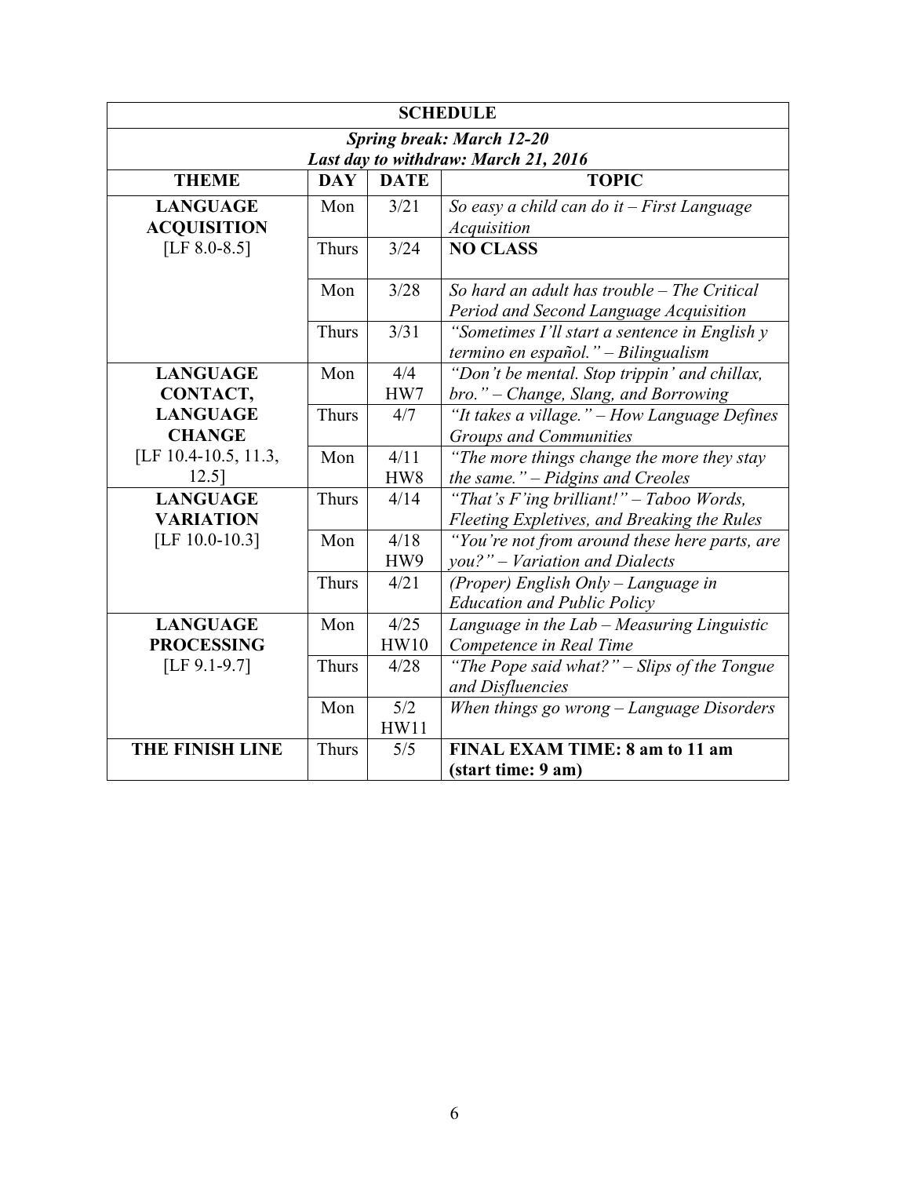| SCHEDULE | | | |
|---|---|---|---|
| ***Spring break: March 12-20*** <br> ***Last day to withdraw: March 21, 2016*** | | | |
| **THEME** | **DAY** | **DATE** | **TOPIC** |
| **LANGUAGE ACQUISITION** [LF 8.0-8.5] | Mon | 3/21 | *So easy a child can do it – First Language Acquisition* |
| | Thurs | 3/24 | **NO CLASS** |
| | Mon | 3/28 | *So hard an adult has trouble – The Critical Period and Second Language Acquisition* |
| | Thurs | 3/31 | *"Sometimes I'll start a sentence in English y termino en español." – Bilingualism* |
| **LANGUAGE CONTACT, LANGUAGE CHANGE** [LF 10.4-10.5, 11.3, 12.5] | Mon | 4/4 HW7 | *"Don't be mental. Stop trippin' and chillax, bro." – Change, Slang, and Borrowing* |
| | Thurs | 4/7 | *"It takes a village." – How Language Defines Groups and Communities* |
| | Mon | 4/11 HW8 | *"The more things change the more they stay the same." – Pidgins and Creoles* |
| **LANGUAGE VARIATION** [LF 10.0-10.3] | Thurs | 4/14 | *"That's F'ing brilliant!" – Taboo Words, Fleeting Expletives, and Breaking the Rules* |
| | Mon | 4/18 HW9 | *"You're not from around these here parts, are you?" – Variation and Dialects* |
| | Thurs | 4/21 | *(Proper) English Only – Language in Education and Public Policy* |
| **LANGUAGE PROCESSING** [LF 9.1-9.7] | Mon | 4/25 HW10 | *Language in the Lab – Measuring Linguistic Competence in Real Time* |
| | Thurs | 4/28 | *"The Pope said what?" – Slips of the Tongue and Disfluencies* |
| | Mon | 5/2 HW11 | *When things go wrong – Language Disorders* |
| **THE FINISH LINE** | Thurs | 5/5 | **FINAL EXAM TIME: 8 am to 11 am (start time: 9 am)** |